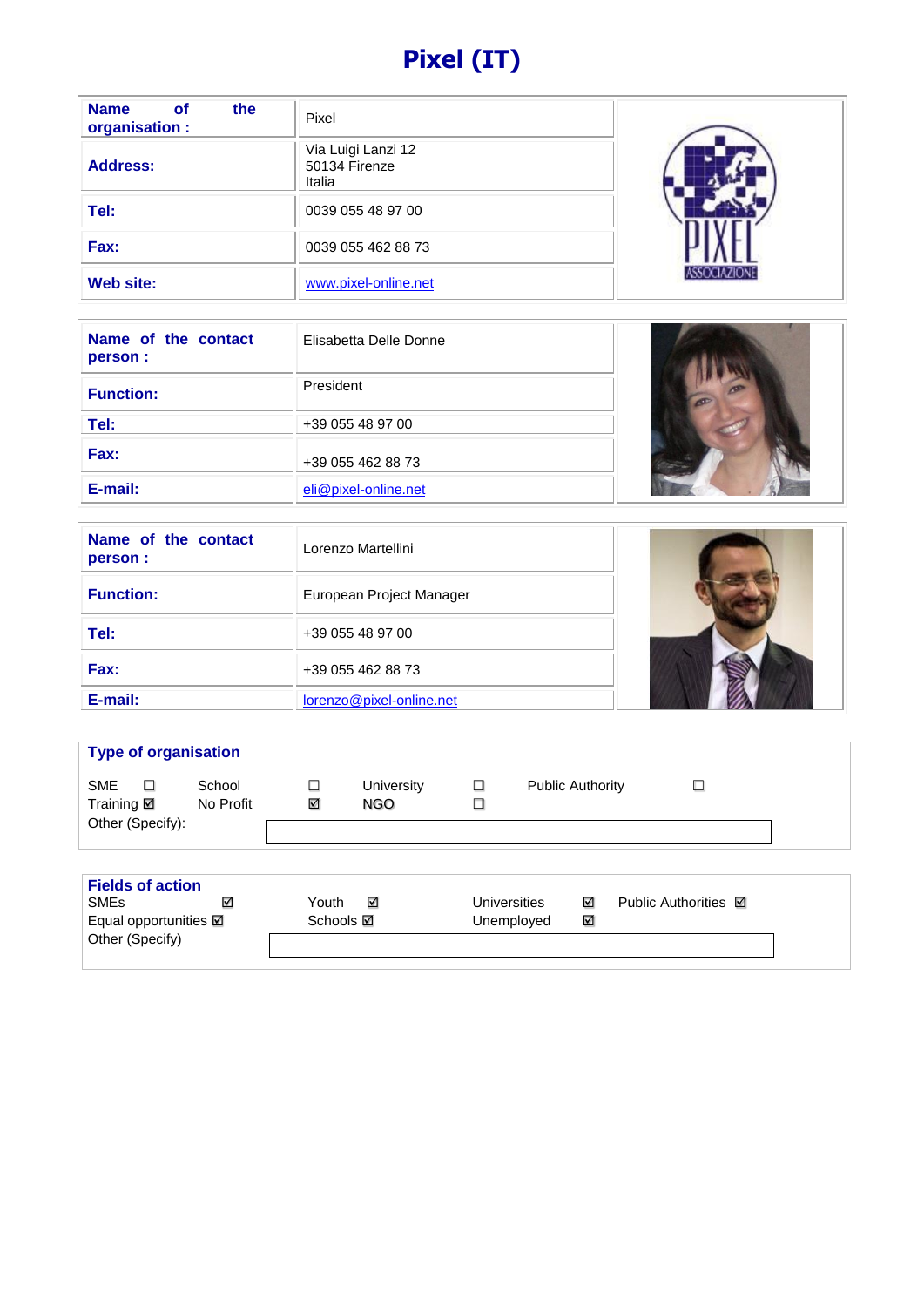# Pixel (IT)

| | |
|---|---|
| **Name of the organisation :** | Pixel |
| **Address:** | Via Luigi Lanzi 12<br>50134 Firenze<br>Italia |
| **Tel:** | 0039 055 48 97 00 |
| **Fax:** | 0039 055 462 88 73 |
| **Web site:** | www.pixel-online.net |

| | |
|---|---|
| **Name of the contact person :** | Elisabetta Delle Donne |
| **Function:** | President |
| **Tel:** | +39 055 48 97 00 |
| **Fax:** | +39 055 462 88 73 |
| **E-mail:** | eli@pixel-online.net |

| | |
|---|---|
| **Name of the contact person :** | Lorenzo Martellini |
| **Function:** | European Project Manager |
| **Tel:** | +39 055 48 97 00 |
| **Fax:** | +39 055 462 88 73 |
| **E-mail:** | lorenzo@pixel-online.net |

**Type of organisation**

SME ☐ School ☐ University ☐ Public Authority ☐
Training ☑ No Profit ☑ NGO ☐
Other (Specify):

**Fields of action**

SMEs ☑ Youth ☑ Universities ☑ Public Authorities ☑
Equal opportunities ☑ Schools ☑ Unemployed ☑
Other (Specify)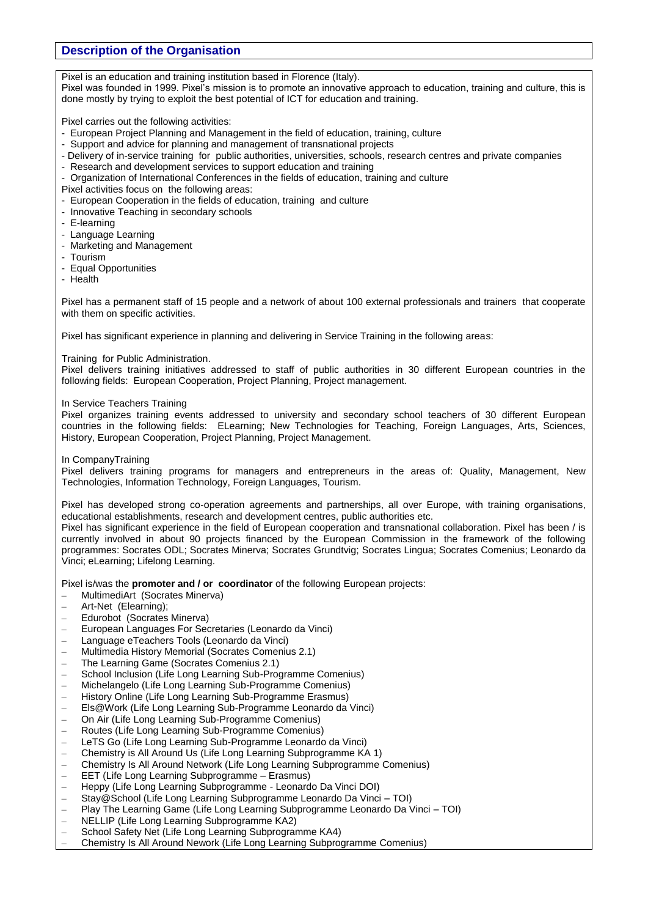## Description of the Organisation

Pixel is an education and training institution based in Florence (Italy).
Pixel was founded in 1999. Pixel's mission is to promote an innovative approach to education, training and culture, this is done mostly by trying to exploit the best potential of ICT for education and training.

Pixel carries out the following activities:
- European Project Planning and Management in the field of education, training, culture
- Support and advice for planning and management of transnational projects
- Delivery of in-service training for public authorities, universities, schools, research centres and private companies
- Research and development services to support education and training
- Organization of International Conferences in the fields of education, training and culture

Pixel activities focus on the following areas:
- European Cooperation in the fields of education, training and culture
- Innovative Teaching in secondary schools
- E-learning
- Language Learning
- Marketing and Management
- Tourism
- Equal Opportunities
- Health

Pixel has a permanent staff of 15 people and a network of about 100 external professionals and trainers that cooperate with them on specific activities.

Pixel has significant experience in planning and delivering in Service Training in the following areas:

Training for Public Administration.
Pixel delivers training initiatives addressed to staff of public authorities in 30 different European countries in the following fields: European Cooperation, Project Planning, Project management.

In Service Teachers Training
Pixel organizes training events addressed to university and secondary school teachers of 30 different European countries in the following fields: ELearning; New Technologies for Teaching, Foreign Languages, Arts, Sciences, History, European Cooperation, Project Planning, Project Management.

In CompanyTraining
Pixel delivers training programs for managers and entrepreneurs in the areas of: Quality, Management, New Technologies, Information Technology, Foreign Languages, Tourism.

Pixel has developed strong co-operation agreements and partnerships, all over Europe, with training organisations, educational establishments, research and development centres, public authorities etc.
Pixel has significant experience in the field of European cooperation and transnational collaboration. Pixel has been / is currently involved in about 90 projects financed by the European Commission in the framework of the following programmes: Socrates ODL; Socrates Minerva; Socrates Grundtvig; Socrates Lingua; Socrates Comenius; Leonardo da Vinci; eLearning; Lifelong Learning.

Pixel is/was the **promoter and / or coordinator** of the following European projects:
- MultimediArt (Socrates Minerva)
- Art-Net (Elearning);
- Edurobot (Socrates Minerva)
- European Languages For Secretaries (Leonardo da Vinci)
- Language eTeachers Tools (Leonardo da Vinci)
- Multimedia History Memorial (Socrates Comenius 2.1)
- The Learning Game (Socrates Comenius 2.1)
- School Inclusion (Life Long Learning Sub-Programme Comenius)
- Michelangelo (Life Long Learning Sub-Programme Comenius)
- History Online (Life Long Learning Sub-Programme Erasmus)
- Els@Work (Life Long Learning Sub-Programme Leonardo da Vinci)
- On Air (Life Long Learning Sub-Programme Comenius)
- Routes (Life Long Learning Sub-Programme Comenius)
- LeTS Go (Life Long Learning Sub-Programme Leonardo da Vinci)
- Chemistry is All Around Us (Life Long Learning Subprogramme KA 1)
- Chemistry Is All Around Network (Life Long Learning Subprogramme Comenius)
- EET (Life Long Learning Subprogramme – Erasmus)
- Heppy (Life Long Learning Subprogramme - Leonardo Da Vinci DOI)
- Stay@School (Life Long Learning Subprogramme Leonardo Da Vinci – TOI)
- Play The Learning Game (Life Long Learning Subprogramme Leonardo Da Vinci – TOI)
- NELLIP (Life Long Learning Subprogramme KA2)
- School Safety Net (Life Long Learning Subprogramme KA4)
- Chemistry Is All Around Nework (Life Long Learning Subprogramme Comenius)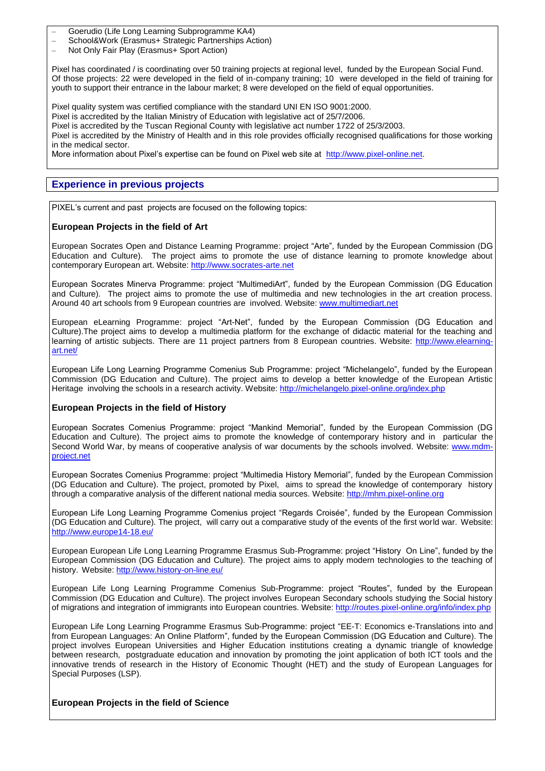- Goerudio (Life Long Learning Subprogramme KA4)
- School&Work (Erasmus+ Strategic Partnerships Action)
- Not Only Fair Play (Erasmus+ Sport Action)

Pixel has coordinated / is coordinating over 50 training projects at regional level, funded by the European Social Fund. Of those projects: 22 were developed in the field of in-company training; 10 were developed in the field of training for youth to support their entrance in the labour market; 8 were developed on the field of equal opportunities.

Pixel quality system was certified compliance with the standard UNI EN ISO 9001:2000.
Pixel is accredited by the Italian Ministry of Education with legislative act of 25/7/2006.
Pixel is accredited by the Tuscan Regional County with legislative act number 1722 of 25/3/2003.
Pixel is accredited by the Ministry of Health and in this role provides officially recognised qualifications for those working in the medical sector.
More information about Pixel's expertise can be found on Pixel web site at http://www.pixel-online.net.

## Experience in previous projects

PIXEL's current and past projects are focused on the following topics:

### European Projects in the field of Art

European Socrates Open and Distance Learning Programme: project "Arte", funded by the European Commission (DG Education and Culture). The project aims to promote the use of distance learning to promote knowledge about contemporary European art. Website: http://www.socrates-arte.net

European Socrates Minerva Programme: project "MultimediArt", funded by the European Commission (DG Education and Culture). The project aims to promote the use of multimedia and new technologies in the art creation process. Around 40 art schools from 9 European countries are involved. Website: www.multimediart.net

European eLearning Programme: project "Art-Net", funded by the European Commission (DG Education and Culture).The project aims to develop a multimedia platform for the exchange of didactic material for the teaching and learning of artistic subjects. There are 11 project partners from 8 European countries. Website: http://www.elearning-art.net/

European Life Long Learning Programme Comenius Sub Programme: project "Michelangelo", funded by the European Commission (DG Education and Culture). The project aims to develop a better knowledge of the European Artistic Heritage involving the schools in a research activity. Website: http://michelangelo.pixel-online.org/index.php

### European Projects in the field of History

European Socrates Comenius Programme: project "Mankind Memorial", funded by the European Commission (DG Education and Culture). The project aims to promote the knowledge of contemporary history and in particular the Second World War, by means of cooperative analysis of war documents by the schools involved. Website: www.mdm-project.net

European Socrates Comenius Programme: project "Multimedia History Memorial", funded by the European Commission (DG Education and Culture). The project, promoted by Pixel, aims to spread the knowledge of contemporary history through a comparative analysis of the different national media sources. Website: http://mhm.pixel-online.org

European Life Long Learning Programme Comenius project "Regards Croisée", funded by the European Commission (DG Education and Culture). The project, will carry out a comparative study of the events of the first world war. Website: http://www.europe14-18.eu/

European European Life Long Learning Programme Erasmus Sub-Programme: project "History On Line", funded by the European Commission (DG Education and Culture). The project aims to apply modern technologies to the teaching of history. Website: http://www.history-on-line.eu/

European Life Long Learning Programme Comenius Sub-Programme: project "Routes", funded by the European Commission (DG Education and Culture). The project involves European Secondary schools studying the Social history of migrations and integration of immigrants into European countries. Website: http://routes.pixel-online.org/info/index.php

European Life Long Learning Programme Erasmus Sub-Programme: project "EE-T: Economics e-Translations into and from European Languages: An Online Platform", funded by the European Commission (DG Education and Culture). The project involves European Universities and Higher Education institutions creating a dynamic triangle of knowledge between research, postgraduate education and innovation by promoting the joint application of both ICT tools and the innovative trends of research in the History of Economic Thought (HET) and the study of European Languages for Special Purposes (LSP).

### European Projects in the field of Science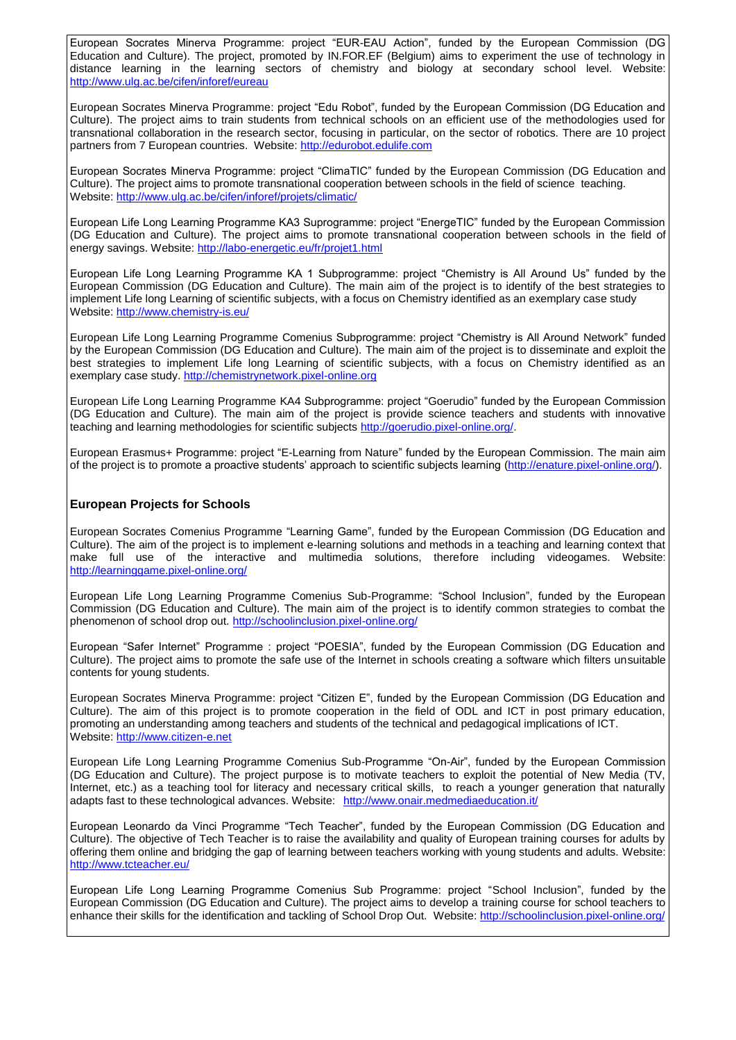European Socrates Minerva Programme: project "EUR-EAU Action", funded by the European Commission (DG Education and Culture). The project, promoted by IN.FOR.EF (Belgium) aims to experiment the use of technology in distance learning in the learning sectors of chemistry and biology at secondary school level. Website: http://www.ulg.ac.be/cifen/inforef/eureau

European Socrates Minerva Programme: project "Edu Robot", funded by the European Commission (DG Education and Culture). The project aims to train students from technical schools on an efficient use of the methodologies used for transnational collaboration in the research sector, focusing in particular, on the sector of robotics. There are 10 project partners from 7 European countries. Website: http://edurobot.edulife.com

European Socrates Minerva Programme: project "ClimaTIC" funded by the European Commission (DG Education and Culture). The project aims to promote transnational cooperation between schools in the field of science teaching. Website: http://www.ulg.ac.be/cifen/inforef/projets/climatic/

European Life Long Learning Programme KA3 Suprogramme: project "EnergeTIC" funded by the European Commission (DG Education and Culture). The project aims to promote transnational cooperation between schools in the field of energy savings. Website: http://labo-energetic.eu/fr/projet1.html

European Life Long Learning Programme KA 1 Subprogramme: project "Chemistry is All Around Us" funded by the European Commission (DG Education and Culture). The main aim of the project is to identify of the best strategies to implement Life long Learning of scientific subjects, with a focus on Chemistry identified as an exemplary case study Website: http://www.chemistry-is.eu/

European Life Long Learning Programme Comenius Subprogramme: project "Chemistry is All Around Network" funded by the European Commission (DG Education and Culture). The main aim of the project is to disseminate and exploit the best strategies to implement Life long Learning of scientific subjects, with a focus on Chemistry identified as an exemplary case study. http://chemistrynetwork.pixel-online.org

European Life Long Learning Programme KA4 Subprogramme: project "Goerudio" funded by the European Commission (DG Education and Culture). The main aim of the project is provide science teachers and students with innovative teaching and learning methodologies for scientific subjects http://goerudio.pixel-online.org/.

European Erasmus+ Programme: project "E-Learning from Nature" funded by the European Commission. The main aim of the project is to promote a proactive students' approach to scientific subjects learning (http://enature.pixel-online.org/).

### European Projects for Schools

European Socrates Comenius Programme "Learning Game", funded by the European Commission (DG Education and Culture). The aim of the project is to implement e-learning solutions and methods in a teaching and learning context that make full use of the interactive and multimedia solutions, therefore including videogames. Website: http://learninggame.pixel-online.org/

European Life Long Learning Programme Comenius Sub-Programme: "School Inclusion", funded by the European Commission (DG Education and Culture). The main aim of the project is to identify common strategies to combat the phenomenon of school drop out. http://schoolinclusion.pixel-online.org/

European "Safer Internet" Programme : project "POESIA", funded by the European Commission (DG Education and Culture). The project aims to promote the safe use of the Internet in schools creating a software which filters unsuitable contents for young students.

European Socrates Minerva Programme: project "Citizen E", funded by the European Commission (DG Education and Culture). The aim of this project is to promote cooperation in the field of ODL and ICT in post primary education, promoting an understanding among teachers and students of the technical and pedagogical implications of ICT. Website: http://www.citizen-e.net

European Life Long Learning Programme Comenius Sub-Programme "On-Air", funded by the European Commission (DG Education and Culture). The project purpose is to motivate teachers to exploit the potential of New Media (TV, Internet, etc.) as a teaching tool for literacy and necessary critical skills, to reach a younger generation that naturally adapts fast to these technological advances. Website: http://www.onair.medmediaeducation.it/

European Leonardo da Vinci Programme "Tech Teacher", funded by the European Commission (DG Education and Culture). The objective of Tech Teacher is to raise the availability and quality of European training courses for adults by offering them online and bridging the gap of learning between teachers working with young students and adults. Website: http://www.tcteacher.eu/

European Life Long Learning Programme Comenius Sub Programme: project "School Inclusion", funded by the European Commission (DG Education and Culture). The project aims to develop a training course for school teachers to enhance their skills for the identification and tackling of School Drop Out. Website: http://schoolinclusion.pixel-online.org/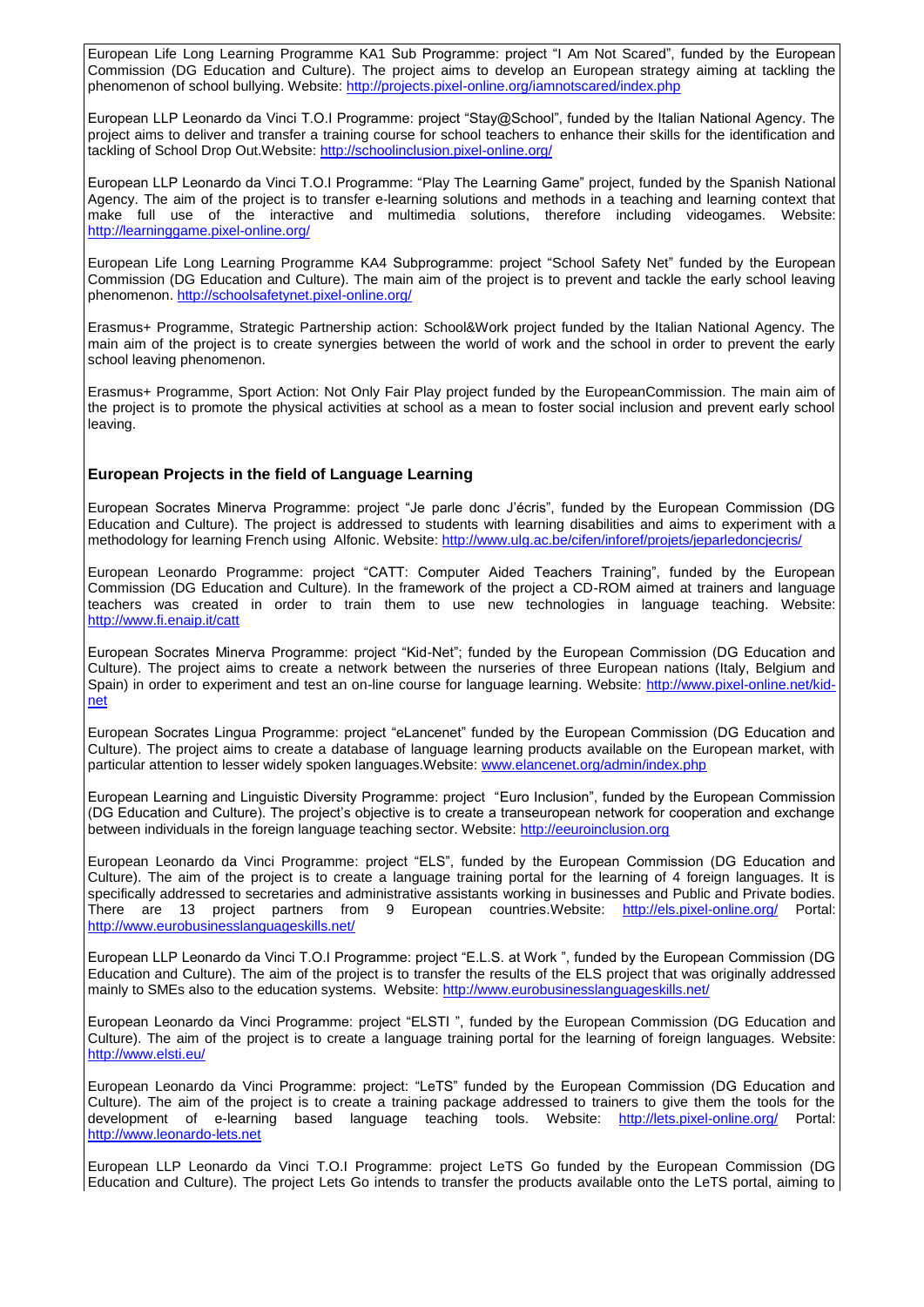European Life Long Learning Programme KA1 Sub Programme: project “I Am Not Scared”, funded by the European Commission (DG Education and Culture). The project aims to develop an European strategy aiming at tackling the phenomenon of school bullying. Website: http://projects.pixel-online.org/iamnotscared/index.php

European LLP Leonardo da Vinci T.O.I Programme: project “Stay@School”, funded by the Italian National Agency. The project aims to deliver and transfer a training course for school teachers to enhance their skills for the identification and tackling of School Drop Out.Website: http://schoolinclusion.pixel-online.org/

European LLP Leonardo da Vinci T.O.I Programme: “Play The Learning Game” project, funded by the Spanish National Agency. The aim of the project is to transfer e-learning solutions and methods in a teaching and learning context that make full use of the interactive and multimedia solutions, therefore including videogames. Website: http://learninggame.pixel-online.org/

European Life Long Learning Programme KA4 Subprogramme: project “School Safety Net” funded by the European Commission (DG Education and Culture). The main aim of the project is to prevent and tackle the early school leaving phenomenon. http://schoolsafetynet.pixel-online.org/

Erasmus+ Programme, Strategic Partnership action: School&Work project funded by the Italian National Agency. The main aim of the project is to create synergies between the world of work and the school in order to prevent the early school leaving phenomenon.

Erasmus+ Programme, Sport Action: Not Only Fair Play project funded by the EuropeanCommission. The main aim of the project is to promote the physical activities at school as a mean to foster social inclusion and prevent early school leaving.

## European Projects in the field of Language Learning

European Socrates Minerva Programme: project “Je parle donc J’écris”, funded by the European Commission (DG Education and Culture). The project is addressed to students with learning disabilities and aims to experiment with a methodology for learning French using Alfonic. Website: http://www.ulg.ac.be/cifen/inforef/projets/jeparledoncjecris/

European Leonardo Programme: project “CATT: Computer Aided Teachers Training”, funded by the European Commission (DG Education and Culture). In the framework of the project a CD-ROM aimed at trainers and language teachers was created in order to train them to use new technologies in language teaching. Website: http://www.fi.enaip.it/catt

European Socrates Minerva Programme: project “Kid-Net”; funded by the European Commission (DG Education and Culture). The project aims to create a network between the nurseries of three European nations (Italy, Belgium and Spain) in order to experiment and test an on-line course for language learning. Website: http://www.pixel-online.net/kid-net

European Socrates Lingua Programme: project “eLancenet” funded by the European Commission (DG Education and Culture). The project aims to create a database of language learning products available on the European market, with particular attention to lesser widely spoken languages.Website: www.elancenet.org/admin/index.php

European Learning and Linguistic Diversity Programme: project “Euro Inclusion”, funded by the European Commission (DG Education and Culture). The project’s objective is to create a transeuropean network for cooperation and exchange between individuals in the foreign language teaching sector. Website: http://eeuroinclusion.org

European Leonardo da Vinci Programme: project “ELS”, funded by the European Commission (DG Education and Culture). The aim of the project is to create a language training portal for the learning of 4 foreign languages. It is specifically addressed to secretaries and administrative assistants working in businesses and Public and Private bodies. There are 13 project partners from 9 European countries.Website: http://els.pixel-online.org/ Portal: http://www.eurobusinesslanguageskills.net/

European LLP Leonardo da Vinci T.O.I Programme: project “E.L.S. at Work ”, funded by the European Commission (DG Education and Culture). The aim of the project is to transfer the results of the ELS project that was originally addressed mainly to SMEs also to the education systems. Website: http://www.eurobusinesslanguageskills.net/

European Leonardo da Vinci Programme: project “ELSTI ”, funded by the European Commission (DG Education and Culture). The aim of the project is to create a language training portal for the learning of foreign languages. Website: http://www.elsti.eu/

European Leonardo da Vinci Programme: project: “LeTS” funded by the European Commission (DG Education and Culture). The aim of the project is to create a training package addressed to trainers to give them the tools for the development of e-learning based language teaching tools. Website: http://lets.pixel-online.org/ Portal: http://www.leonardo-lets.net

European LLP Leonardo da Vinci T.O.I Programme: project LeTS Go funded by the European Commission (DG Education and Culture). The project Lets Go intends to transfer the products available onto the LeTS portal, aiming to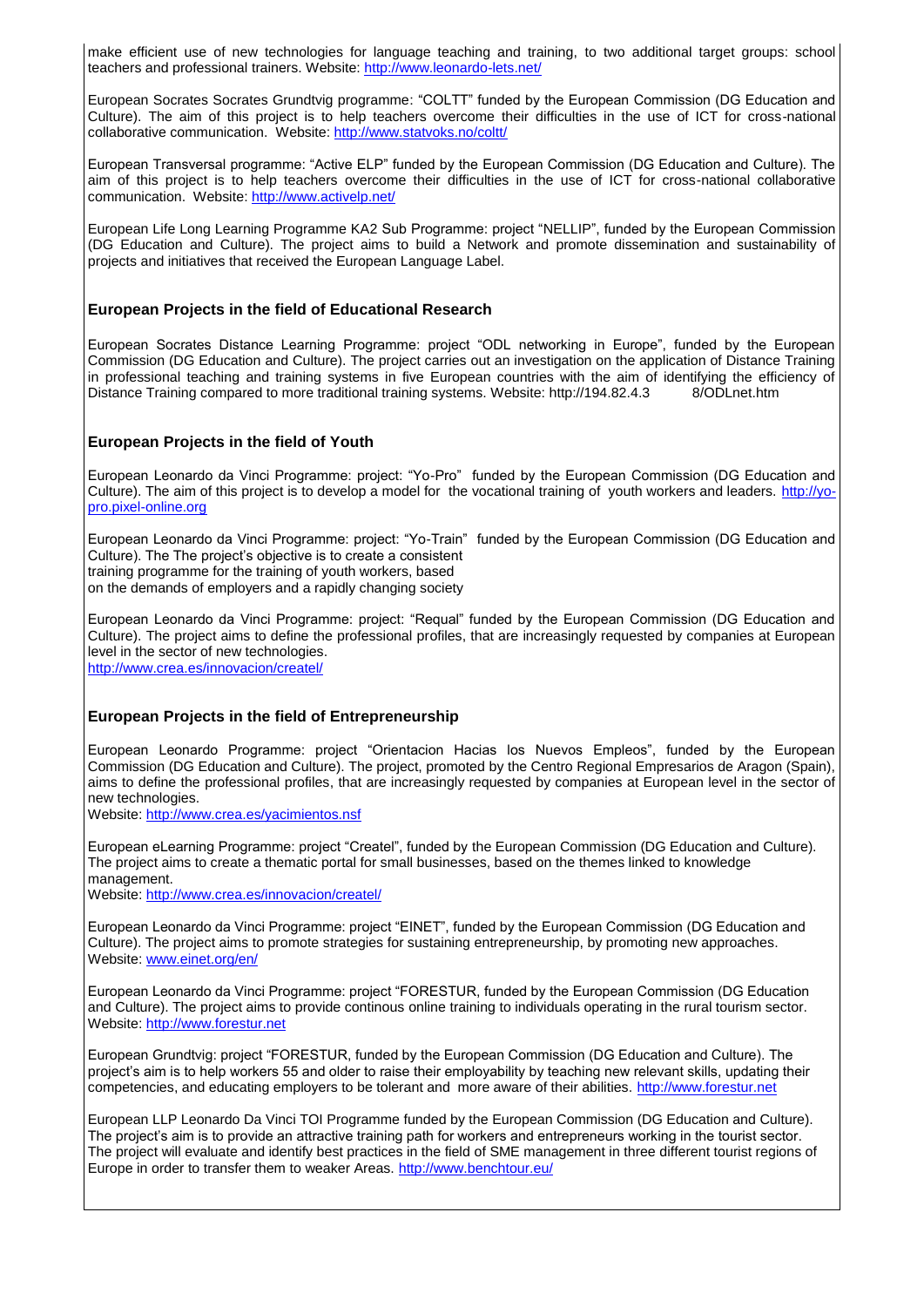make efficient use of new technologies for language teaching and training, to two additional target groups: school teachers and professional trainers. Website: http://www.leonardo-lets.net/

European Socrates Socrates Grundtvig programme: "COLTT" funded by the European Commission (DG Education and Culture). The aim of this project is to help teachers overcome their difficulties in the use of ICT for cross-national collaborative communication. Website: http://www.statvoks.no/coltt/

European Transversal programme: "Active ELP" funded by the European Commission (DG Education and Culture). The aim of this project is to help teachers overcome their difficulties in the use of ICT for cross-national collaborative communication. Website: http://www.activelp.net/

European Life Long Learning Programme KA2 Sub Programme: project "NELLIP", funded by the European Commission (DG Education and Culture). The project aims to build a Network and promote dissemination and sustainability of projects and initiatives that received the European Language Label.

### European Projects in the field of Educational Research

European Socrates Distance Learning Programme: project "ODL networking in Europe", funded by the European Commission (DG Education and Culture). The project carries out an investigation on the application of Distance Training in professional teaching and training systems in five European countries with the aim of identifying the efficiency of Distance Training compared to more traditional training systems. Website: http://194.82.4.3 8/ODLnet.htm

### European Projects in the field of Youth

European Leonardo da Vinci Programme: project: "Yo-Pro" funded by the European Commission (DG Education and Culture). The aim of this project is to develop a model for the vocational training of youth workers and leaders. http://yo-pro.pixel-online.org

European Leonardo da Vinci Programme: project: "Yo-Train" funded by the European Commission (DG Education and Culture). The The project's objective is to create a consistent training programme for the training of youth workers, based on the demands of employers and a rapidly changing society

European Leonardo da Vinci Programme: project: "Requal" funded by the European Commission (DG Education and Culture). The project aims to define the professional profiles, that are increasingly requested by companies at European level in the sector of new technologies.
http://www.crea.es/innovacion/createl/

### European Projects in the field of Entrepreneurship

European Leonardo Programme: project "Orientacion Hacias los Nuevos Empleos", funded by the European Commission (DG Education and Culture). The project, promoted by the Centro Regional Empresarios de Aragon (Spain), aims to define the professional profiles, that are increasingly requested by companies at European level in the sector of new technologies.
Website: http://www.crea.es/yacimientos.nsf

European eLearning Programme: project "Createl", funded by the European Commission (DG Education and Culture). The project aims to create a thematic portal for small businesses, based on the themes linked to knowledge management.
Website: http://www.crea.es/innovacion/createl/

European Leonardo da Vinci Programme: project "EINET", funded by the European Commission (DG Education and Culture). The project aims to promote strategies for sustaining entrepreneurship, by promoting new approaches.
Website: www.einet.org/en/

European Leonardo da Vinci Programme: project "FORESTUR, funded by the European Commission (DG Education and Culture). The project aims to provide continous online training to individuals operating in the rural tourism sector.
Website: http://www.forestur.net

European Grundtvig: project "FORESTUR, funded by the European Commission (DG Education and Culture). The project's aim is to help workers 55 and older to raise their employability by teaching new relevant skills, updating their competencies, and educating employers to be tolerant and more aware of their abilities. http://www.forestur.net

European LLP Leonardo Da Vinci TOI Programme funded by the European Commission (DG Education and Culture). The project's aim is to provide an attractive training path for workers and entrepreneurs working in the tourist sector. The project will evaluate and identify best practices in the field of SME management in three different tourist regions of Europe in order to transfer them to weaker Areas. http://www.benchtour.eu/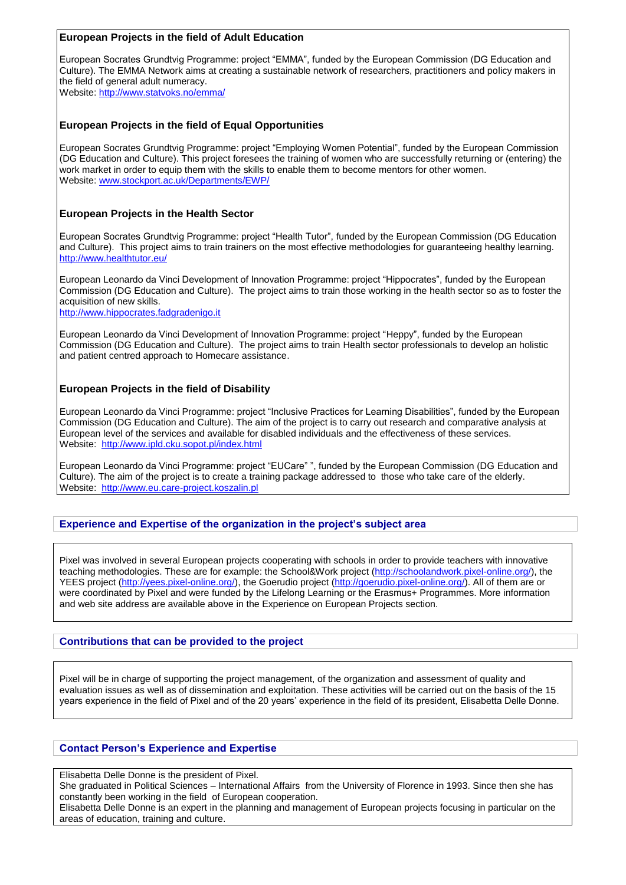**European Projects in the field of Adult Education**

European Socrates Grundtvig Programme: project "EMMA", funded by the European Commission (DG Education and Culture). The EMMA Network aims at creating a sustainable network of researchers, practitioners and policy makers in the field of general adult numeracy.
Website: http://www.statvoks.no/emma/

**European Projects in the field of Equal Opportunities**

European Socrates Grundtvig Programme: project "Employing Women Potential", funded by the European Commission (DG Education and Culture). This project foresees the training of women who are successfully returning or (entering) the work market in order to equip them with the skills to enable them to become mentors for other women.
Website: www.stockport.ac.uk/Departments/EWP/

**European Projects in the Health Sector**

European Socrates Grundtvig Programme: project "Health Tutor", funded by the European Commission (DG Education and Culture). This project aims to train trainers on the most effective methodologies for guaranteeing healthy learning.
http://www.healthtutor.eu/

European Leonardo da Vinci Development of Innovation Programme: project "Hippocrates", funded by the European Commission (DG Education and Culture). The project aims to train those working in the health sector so as to foster the acquisition of new skills.
http://www.hippocrates.fadgradenigo.it

European Leonardo da Vinci Development of Innovation Programme: project "Heppy", funded by the European Commission (DG Education and Culture). The project aims to train Health sector professionals to develop an holistic and patient centred approach to Homecare assistance.

**European Projects in the field of Disability**

European Leonardo da Vinci Programme: project "Inclusive Practices for Learning Disabilities", funded by the European Commission (DG Education and Culture). The aim of the project is to carry out research and comparative analysis at European level of the services and available for disabled individuals and the effectiveness of these services.
Website: http://www.ipld.cku.sopot.pl/index.html

European Leonardo da Vinci Programme: project "EUCare" ", funded by the European Commission (DG Education and Culture). The aim of the project is to create a training package addressed to those who take care of the elderly.
Website: http://www.eu.care-project.koszalin.pl

## Experience and Expertise of the organization in the project's subject area

Pixel was involved in several European projects cooperating with schools in order to provide teachers with innovative teaching methodologies. These are for example: the School&Work project (http://schoolandwork.pixel-online.org/), the YEES project (http://yees.pixel-online.org/), the Goerudio project (http://goerudio.pixel-online.org/). All of them are or were coordinated by Pixel and were funded by the Lifelong Learning or the Erasmus+ Programmes. More information and web site address are available above in the Experience on European Projects section.

## Contributions that can be provided to the project

Pixel will be in charge of supporting the project management, of the organization and assessment of quality and evaluation issues as well as of dissemination and exploitation. These activities will be carried out on the basis of the 15 years experience in the field of Pixel and of the 20 years' experience in the field of its president, Elisabetta Delle Donne.

## Contact Person's Experience and Expertise

Elisabetta Delle Donne is the president of Pixel.
She graduated in Political Sciences – International Affairs from the University of Florence in 1993. Since then she has constantly been working in the field of European cooperation.
Elisabetta Delle Donne is an expert in the planning and management of European projects focusing in particular on the areas of education, training and culture.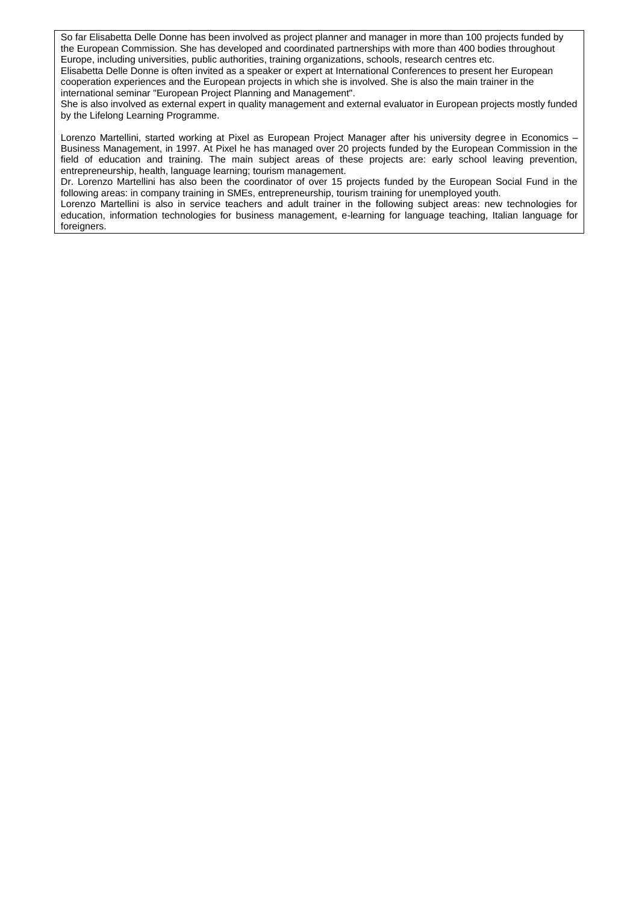So far Elisabetta Delle Donne has been involved as project planner and manager in more than 100 projects funded by the European Commission. She has developed and coordinated partnerships with more than 400 bodies throughout Europe, including universities, public authorities, training organizations, schools, research centres etc.
Elisabetta Delle Donne is often invited as a speaker or expert at International Conferences to present her European cooperation experiences and the European projects in which she is involved. She is also the main trainer in the international seminar "European Project Planning and Management".
She is also involved as external expert in quality management and external evaluator in European projects mostly funded by the Lifelong Learning Programme.

Lorenzo Martellini, started working at Pixel as European Project Manager after his university degree in Economics – Business Management, in 1997. At Pixel he has managed over 20 projects funded by the European Commission in the field of education and training. The main subject areas of these projects are: early school leaving prevention, entrepreneurship, health, language learning; tourism management.
Dr. Lorenzo Martellini has also been the coordinator of over 15 projects funded by the European Social Fund in the following areas: in company training in SMEs, entrepreneurship, tourism training for unemployed youth.
Lorenzo Martellini is also in service teachers and adult trainer in the following subject areas: new technologies for education, information technologies for business management, e-learning for language teaching, Italian language for foreigners.